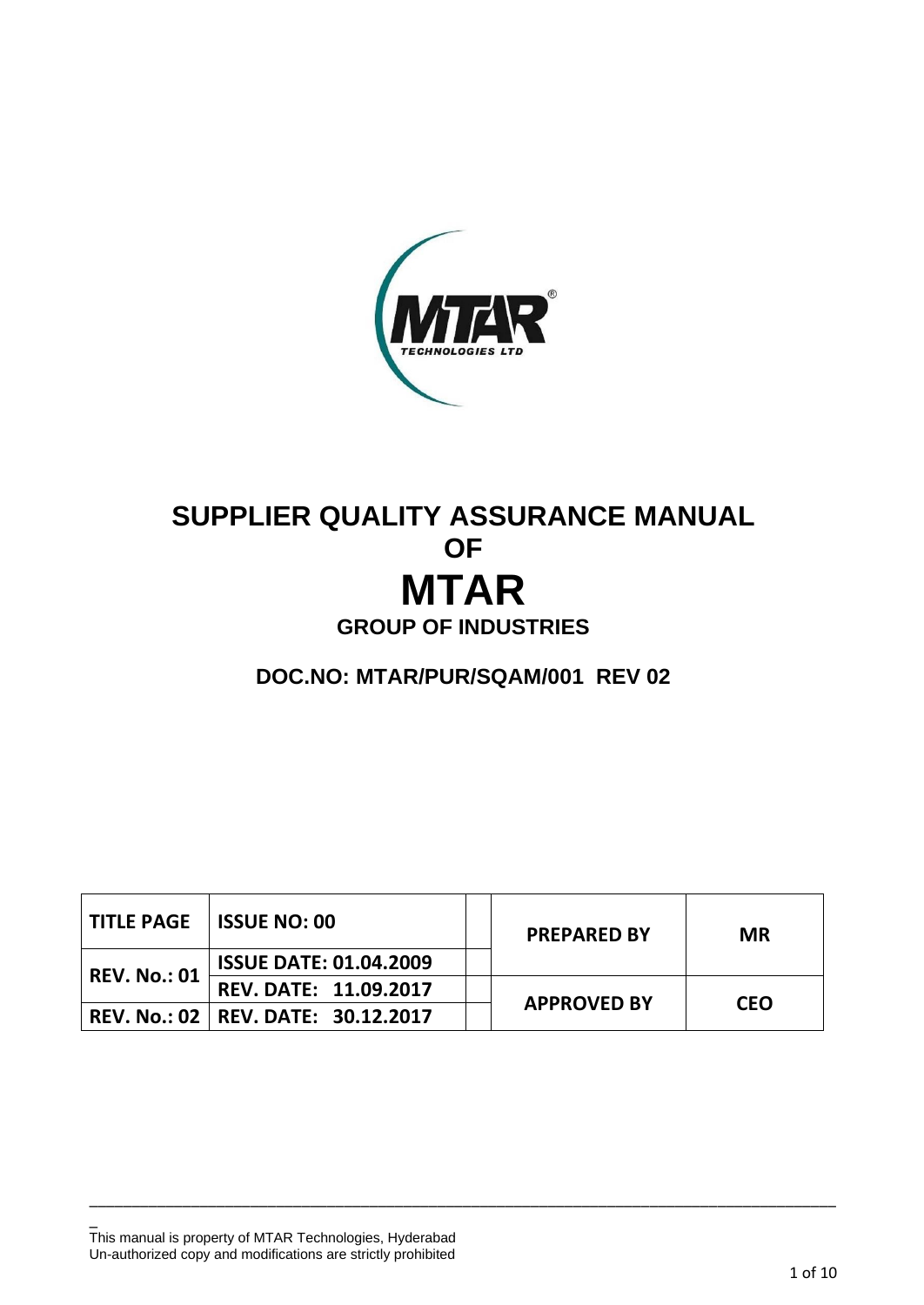# SUPPLIER QUALITY ASSURANCE MANUAL

## OF

# MTAR

## GROUP OF INDUSTRIES

### DOC.NO: MTAR/PUR/SQAM/001 REV 02

| TITLE PAGE | ISSUE NO: 00 | | PREPARED BY | MR |
|---|---|---|---|---|
| REV. No.: 01 | ISSUE DATE: 01.04.2009 | | | |
| | REV. DATE: 11.09.2017 | | APPROVED BY | CEO |
| REV. No.: 02 | REV. DATE: 30.12.2017 | | | |

This manual is property of MTAR Technologies, Hyderabad
Un-authorized copy and modifications are strictly prohibited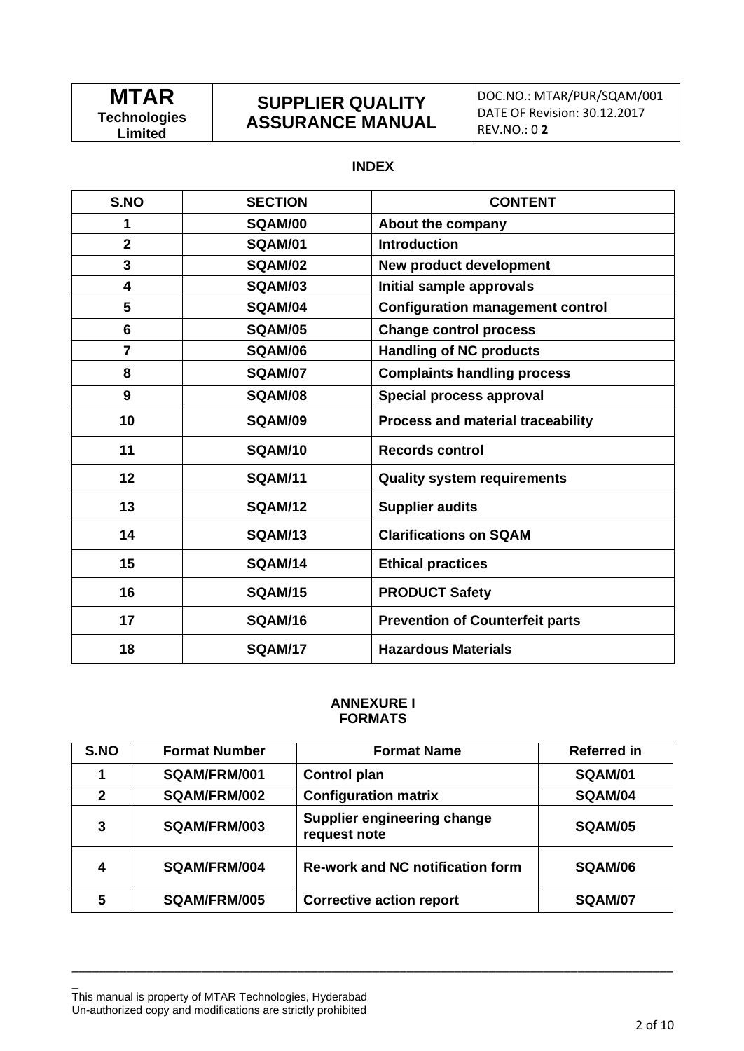## INDEX

| S.NO | SECTION | CONTENT |
|---|---|---|
| 1 | SQAM/00 | About the company |
| 2 | SQAM/01 | Introduction |
| 3 | SQAM/02 | New product development |
| 4 | SQAM/03 | Initial sample approvals |
| 5 | SQAM/04 | Configuration management control |
| 6 | SQAM/05 | Change control process |
| 7 | SQAM/06 | Handling of NC products |
| 8 | SQAM/07 | Complaints handling process |
| 9 | SQAM/08 | Special process approval |
| 10 | SQAM/09 | Process and material traceability |
| 11 | SQAM/10 | Records control |
| 12 | SQAM/11 | Quality system requirements |
| 13 | SQAM/12 | Supplier audits |
| 14 | SQAM/13 | Clarifications on SQAM |
| 15 | SQAM/14 | Ethical practices |
| 16 | SQAM/15 | PRODUCT Safety |
| 17 | SQAM/16 | Prevention of Counterfeit parts |
| 18 | SQAM/17 | Hazardous Materials |

## ANNEXURE I
## FORMATS

| S.NO | Format Number | Format Name | Referred in |
|---|---|---|---|
| 1 | SQAM/FRM/001 | Control plan | SQAM/01 |
| 2 | SQAM/FRM/002 | Configuration matrix | SQAM/04 |
| 3 | SQAM/FRM/003 | Supplier engineering change request note | SQAM/05 |
| 4 | SQAM/FRM/004 | Re-work and NC notification form | SQAM/06 |
| 5 | SQAM/FRM/005 | Corrective action report | SQAM/07 |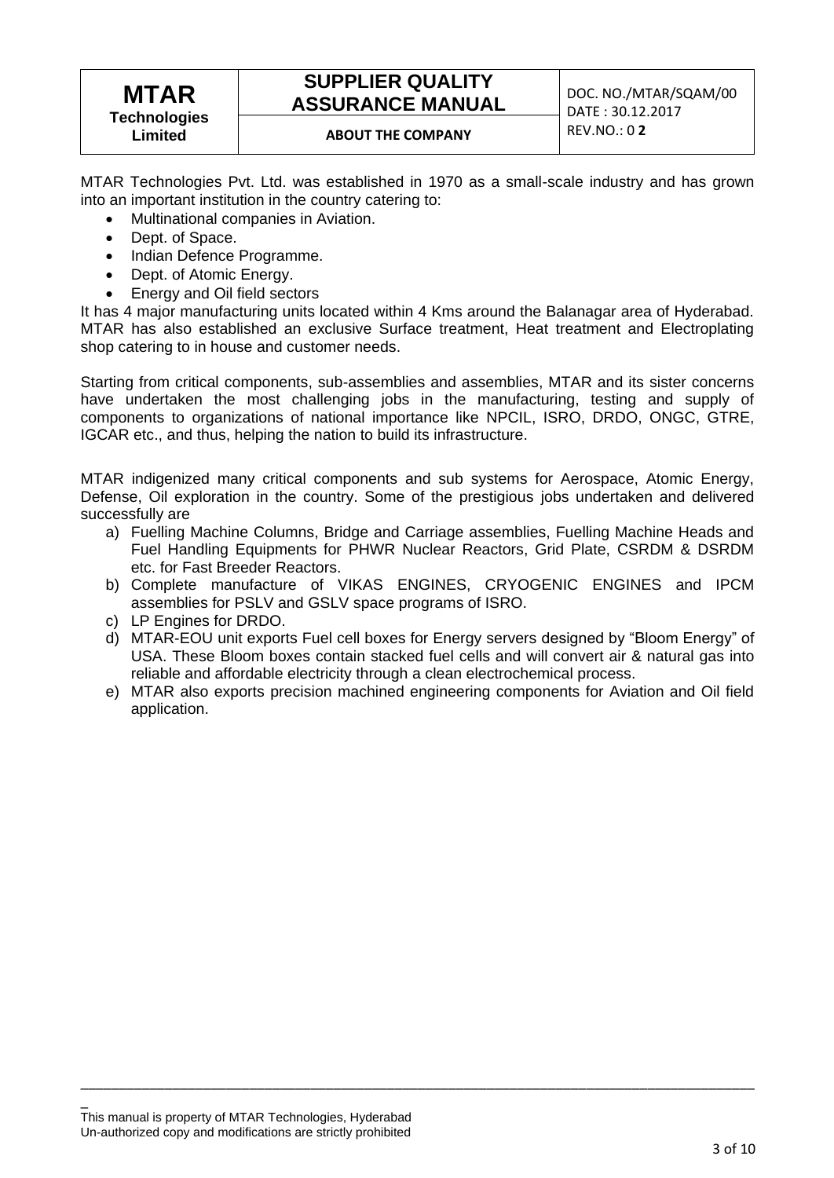MTAR Technologies Pvt. Ltd. was established in 1970 as a small-scale industry and has grown into an important institution in the country catering to:

- Multinational companies in Aviation.
- Dept. of Space.
- Indian Defence Programme.
- Dept. of Atomic Energy.
- Energy and Oil field sectors

It has 4 major manufacturing units located within 4 Kms around the Balanagar area of Hyderabad. MTAR has also established an exclusive Surface treatment, Heat treatment and Electroplating shop catering to in house and customer needs.

Starting from critical components, sub-assemblies and assemblies, MTAR and its sister concerns have undertaken the most challenging jobs in the manufacturing, testing and supply of components to organizations of national importance like NPCIL, ISRO, DRDO, ONGC, GTRE, IGCAR etc., and thus, helping the nation to build its infrastructure.

MTAR indigenized many critical components and sub systems for Aerospace, Atomic Energy, Defense, Oil exploration in the country. Some of the prestigious jobs undertaken and delivered successfully are

a) Fuelling Machine Columns, Bridge and Carriage assemblies, Fuelling Machine Heads and Fuel Handling Equipments for PHWR Nuclear Reactors, Grid Plate, CSRDM & DSRDM etc. for Fast Breeder Reactors.
b) Complete manufacture of VIKAS ENGINES, CRYOGENIC ENGINES and IPCM assemblies for PSLV and GSLV space programs of ISRO.
c) LP Engines for DRDO.
d) MTAR-EOU unit exports Fuel cell boxes for Energy servers designed by "Bloom Energy" of USA. These Bloom boxes contain stacked fuel cells and will convert air & natural gas into reliable and affordable electricity through a clean electrochemical process.
e) MTAR also exports precision machined engineering components for Aviation and Oil field application.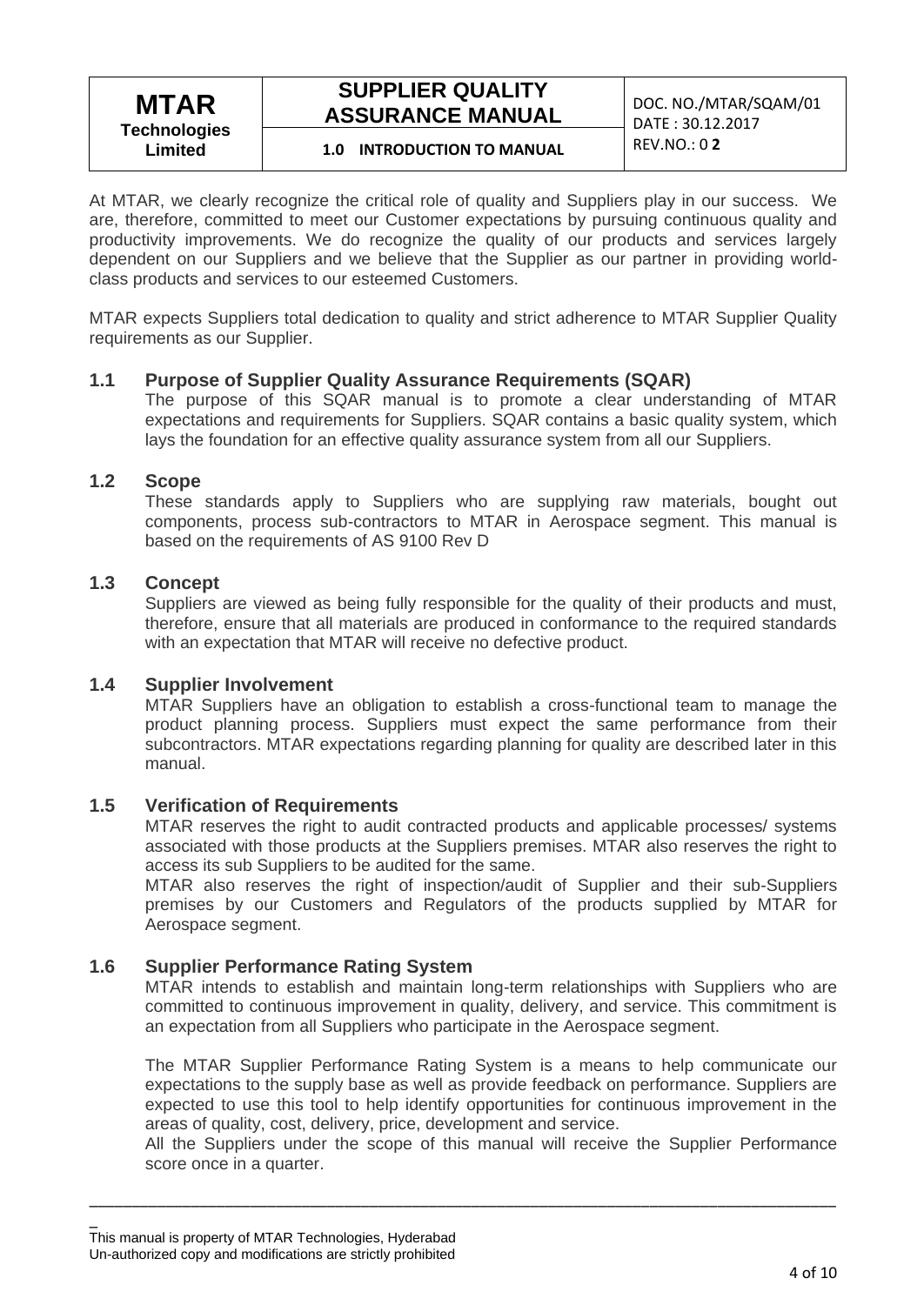At MTAR, we clearly recognize the critical role of quality and Suppliers play in our success. We are, therefore, committed to meet our Customer expectations by pursuing continuous quality and productivity improvements. We do recognize the quality of our products and services largely dependent on our Suppliers and we believe that the Supplier as our partner in providing world-class products and services to our esteemed Customers.

MTAR expects Suppliers total dedication to quality and strict adherence to MTAR Supplier Quality requirements as our Supplier.

## 1.1 Purpose of Supplier Quality Assurance Requirements (SQAR)

The purpose of this SQAR manual is to promote a clear understanding of MTAR expectations and requirements for Suppliers. SQAR contains a basic quality system, which lays the foundation for an effective quality assurance system from all our Suppliers.

## 1.2 Scope

These standards apply to Suppliers who are supplying raw materials, bought out components, process sub-contractors to MTAR in Aerospace segment. This manual is based on the requirements of AS 9100 Rev D

## 1.3 Concept

Suppliers are viewed as being fully responsible for the quality of their products and must, therefore, ensure that all materials are produced in conformance to the required standards with an expectation that MTAR will receive no defective product.

## 1.4 Supplier Involvement

MTAR Suppliers have an obligation to establish a cross-functional team to manage the product planning process. Suppliers must expect the same performance from their subcontractors. MTAR expectations regarding planning for quality are described later in this manual.

## 1.5 Verification of Requirements

MTAR reserves the right to audit contracted products and applicable processes/ systems associated with those products at the Suppliers premises. MTAR also reserves the right to access its sub Suppliers to be audited for the same.

MTAR also reserves the right of inspection/audit of Supplier and their sub-Suppliers premises by our Customers and Regulators of the products supplied by MTAR for Aerospace segment.

## 1.6 Supplier Performance Rating System

MTAR intends to establish and maintain long-term relationships with Suppliers who are committed to continuous improvement in quality, delivery, and service. This commitment is an expectation from all Suppliers who participate in the Aerospace segment.

The MTAR Supplier Performance Rating System is a means to help communicate our expectations to the supply base as well as provide feedback on performance. Suppliers are expected to use this tool to help identify opportunities for continuous improvement in the areas of quality, cost, delivery, price, development and service.

All the Suppliers under the scope of this manual will receive the Supplier Performance score once in a quarter.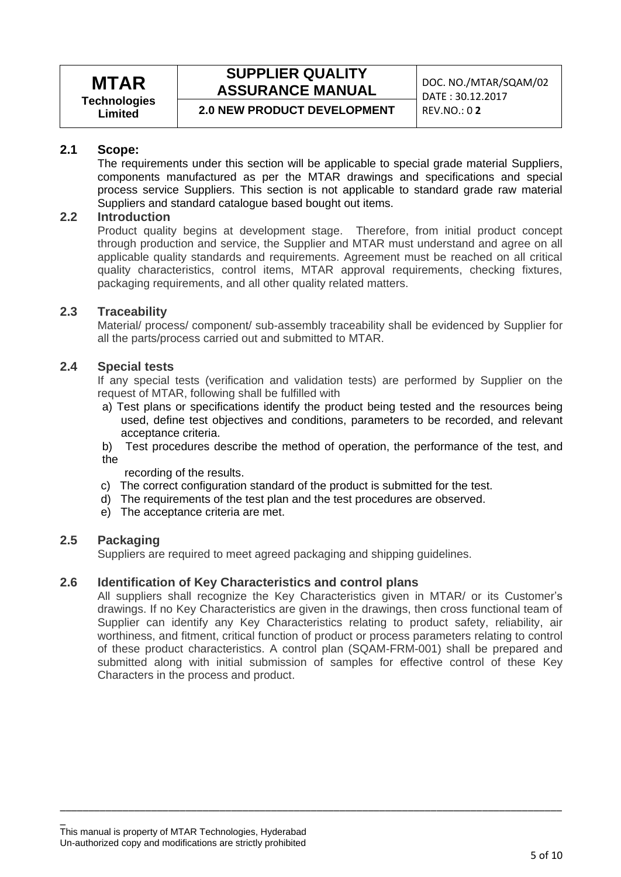## 2.1 Scope:

The requirements under this section will be applicable to special grade material Suppliers, components manufactured as per the MTAR drawings and specifications and special process service Suppliers. This section is not applicable to standard grade raw material Suppliers and standard catalogue based bought out items.

## 2.2 Introduction

Product quality begins at development stage. Therefore, from initial product concept through production and service, the Supplier and MTAR must understand and agree on all applicable quality standards and requirements. Agreement must be reached on all critical quality characteristics, control items, MTAR approval requirements, checking fixtures, packaging requirements, and all other quality related matters.

## 2.3 Traceability

Material/ process/ component/ sub-assembly traceability shall be evidenced by Supplier for all the parts/process carried out and submitted to MTAR.

## 2.4 Special tests

If any special tests (verification and validation tests) are performed by Supplier on the request of MTAR, following shall be fulfilled with

a) Test plans or specifications identify the product being tested and the resources being used, define test objectives and conditions, parameters to be recorded, and relevant acceptance criteria.

b) Test procedures describe the method of operation, the performance of the test, and the recording of the results.

c) The correct configuration standard of the product is submitted for the test.

d) The requirements of the test plan and the test procedures are observed.

e) The acceptance criteria are met.

## 2.5 Packaging

Suppliers are required to meet agreed packaging and shipping guidelines.

## 2.6 Identification of Key Characteristics and control plans

All suppliers shall recognize the Key Characteristics given in MTAR/ or its Customer's drawings. If no Key Characteristics are given in the drawings, then cross functional team of Supplier can identify any Key Characteristics relating to product safety, reliability, air worthiness, and fitment, critical function of product or process parameters relating to control of these product characteristics. A control plan (SQAM-FRM-001) shall be prepared and submitted along with initial submission of samples for effective control of these Key Characters in the process and product.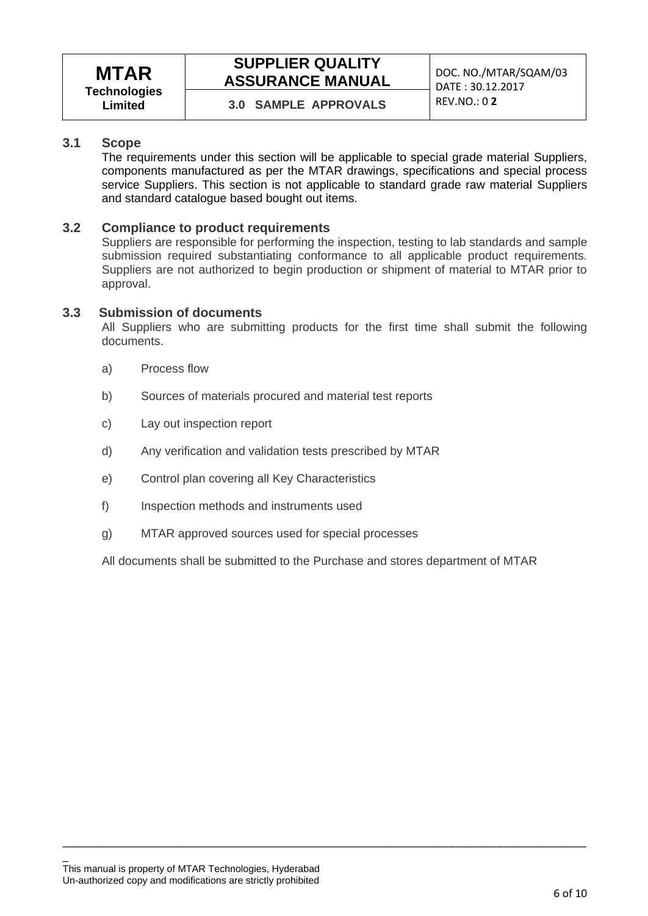## 3.0 SAMPLE APPROVALS

### 3.1 Scope

The requirements under this section will be applicable to special grade material Suppliers, components manufactured as per the MTAR drawings, specifications and special process service Suppliers. This section is not applicable to standard grade raw material Suppliers and standard catalogue based bought out items.

### 3.2 Compliance to product requirements

Suppliers are responsible for performing the inspection, testing to lab standards and sample submission required substantiating conformance to all applicable product requirements. Suppliers are not authorized to begin production or shipment of material to MTAR prior to approval.

### 3.3 Submission of documents

All Suppliers who are submitting products for the first time shall submit the following documents.

a) Process flow

b) Sources of materials procured and material test reports

c) Lay out inspection report

d) Any verification and validation tests prescribed by MTAR

e) Control plan covering all Key Characteristics

f) Inspection methods and instruments used

g) MTAR approved sources used for special processes

All documents shall be submitted to the Purchase and stores department of MTAR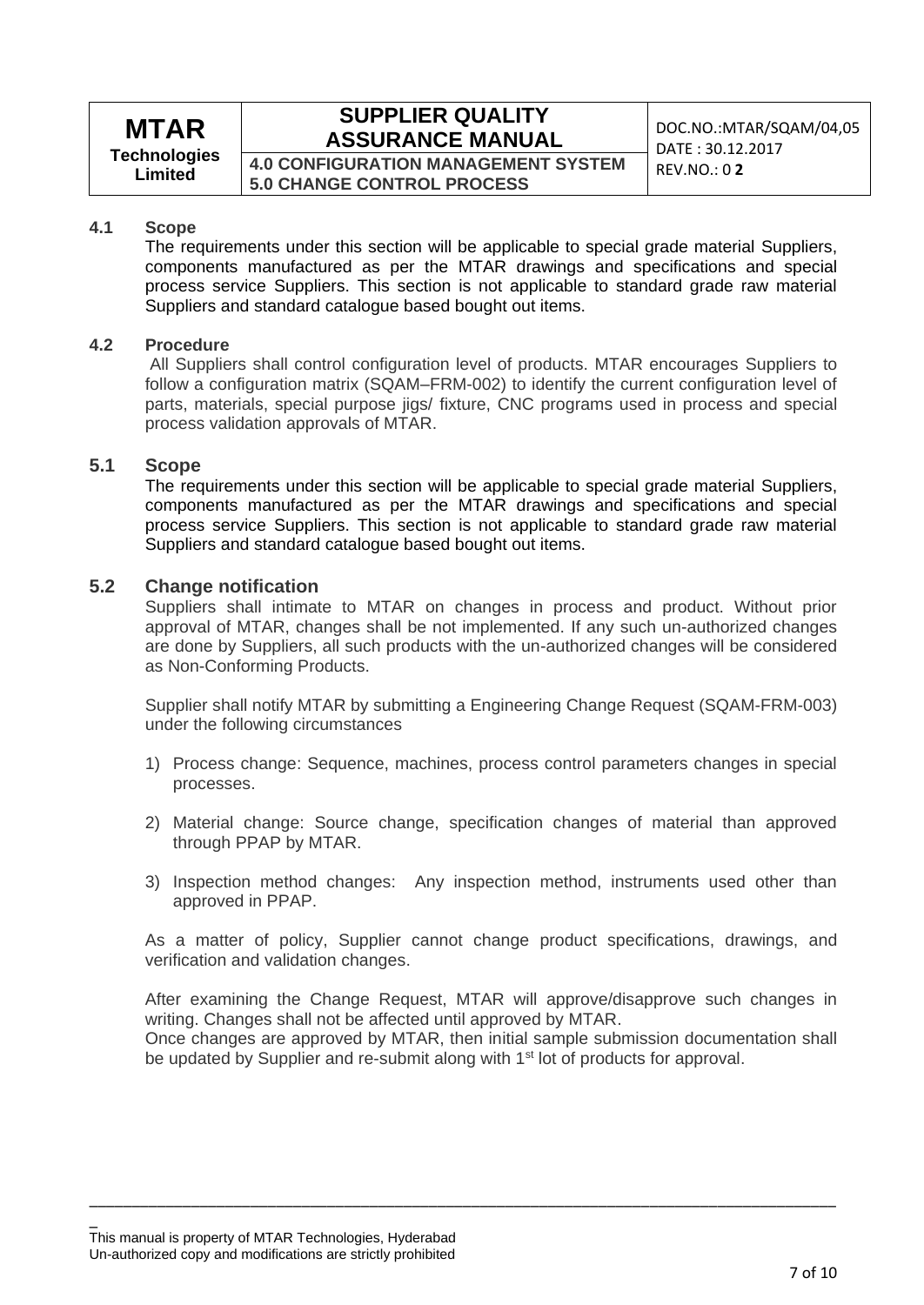### 4.1 Scope

The requirements under this section will be applicable to special grade material Suppliers, components manufactured as per the MTAR drawings and specifications and special process service Suppliers. This section is not applicable to standard grade raw material Suppliers and standard catalogue based bought out items.

### 4.2 Procedure

All Suppliers shall control configuration level of products. MTAR encourages Suppliers to follow a configuration matrix (SQAM–FRM-002) to identify the current configuration level of parts, materials, special purpose jigs/ fixture, CNC programs used in process and special process validation approvals of MTAR.

### 5.1 Scope

The requirements under this section will be applicable to special grade material Suppliers, components manufactured as per the MTAR drawings and specifications and special process service Suppliers. This section is not applicable to standard grade raw material Suppliers and standard catalogue based bought out items.

### 5.2 Change notification

Suppliers shall intimate to MTAR on changes in process and product. Without prior approval of MTAR, changes shall be not implemented. If any such un-authorized changes are done by Suppliers, all such products with the un-authorized changes will be considered as Non-Conforming Products.

Supplier shall notify MTAR by submitting a Engineering Change Request (SQAM-FRM-003) under the following circumstances

1) Process change: Sequence, machines, process control parameters changes in special processes.

2) Material change: Source change, specification changes of material than approved through PPAP by MTAR.

3) Inspection method changes: Any inspection method, instruments used other than approved in PPAP.

As a matter of policy, Supplier cannot change product specifications, drawings, and verification and validation changes.

After examining the Change Request, MTAR will approve/disapprove such changes in writing. Changes shall not be affected until approved by MTAR.
Once changes are approved by MTAR, then initial sample submission documentation shall be updated by Supplier and re-submit along with 1st lot of products for approval.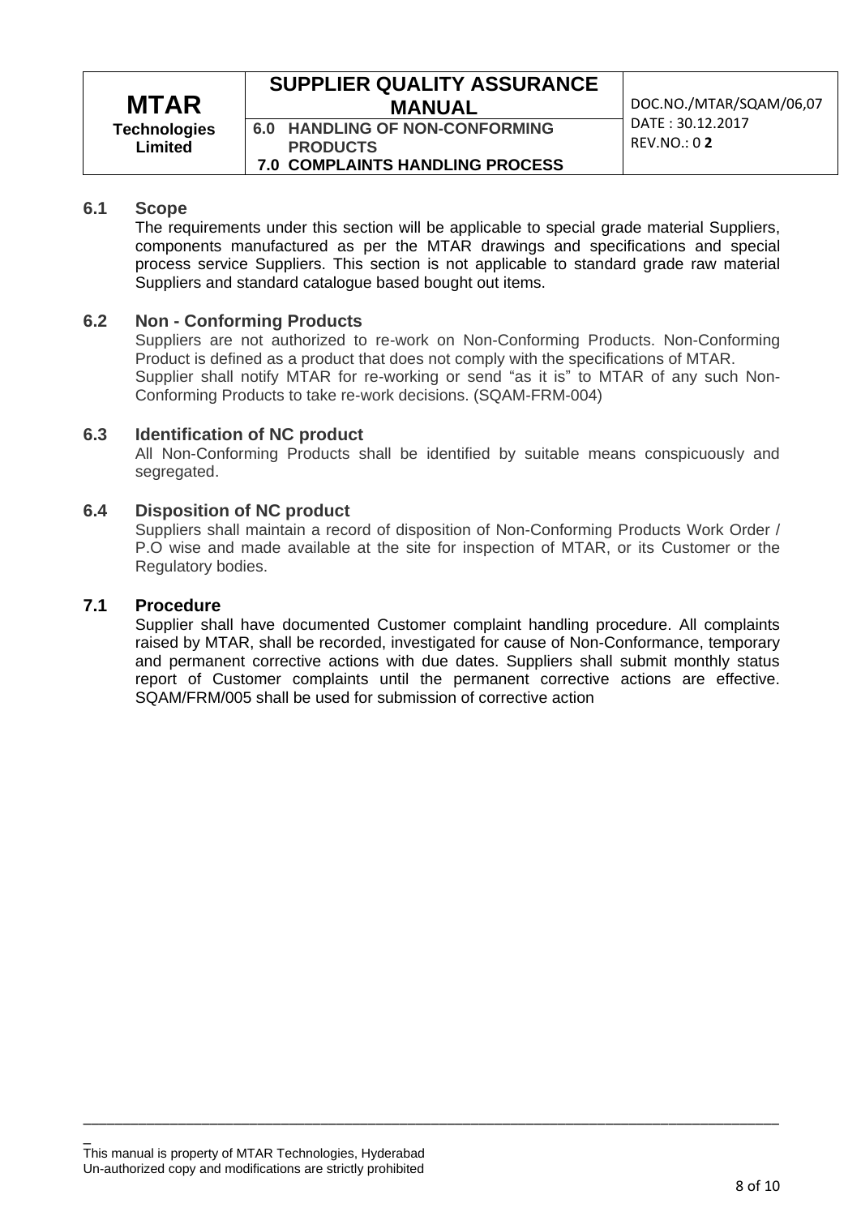## 6.1 Scope

The requirements under this section will be applicable to special grade material Suppliers, components manufactured as per the MTAR drawings and specifications and special process service Suppliers. This section is not applicable to standard grade raw material Suppliers and standard catalogue based bought out items.

## 6.2 Non - Conforming Products

Suppliers are not authorized to re-work on Non-Conforming Products. Non-Conforming Product is defined as a product that does not comply with the specifications of MTAR. Supplier shall notify MTAR for re-working or send "as it is" to MTAR of any such Non-Conforming Products to take re-work decisions. (SQAM-FRM-004)

## 6.3 Identification of NC product

All Non-Conforming Products shall be identified by suitable means conspicuously and segregated.

## 6.4 Disposition of NC product

Suppliers shall maintain a record of disposition of Non-Conforming Products Work Order / P.O wise and made available at the site for inspection of MTAR, or its Customer or the Regulatory bodies.

## 7.1 Procedure

Supplier shall have documented Customer complaint handling procedure. All complaints raised by MTAR, shall be recorded, investigated for cause of Non-Conformance, temporary and permanent corrective actions with due dates. Suppliers shall submit monthly status report of Customer complaints until the permanent corrective actions are effective. SQAM/FRM/005 shall be used for submission of corrective action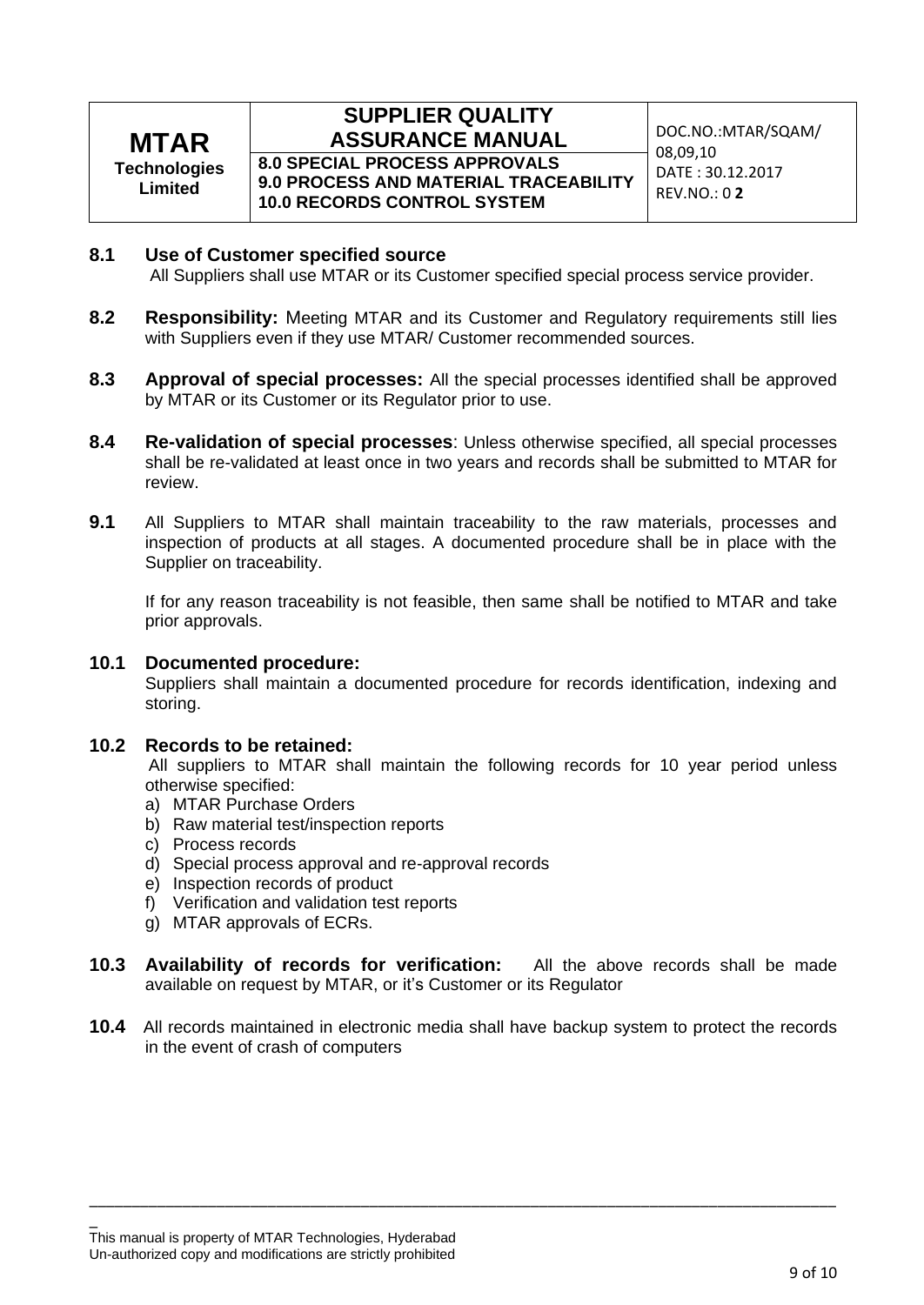**8.1 Use of Customer specified source**

All Suppliers shall use MTAR or its Customer specified special process service provider.

**8.2 Responsibility:** Meeting MTAR and its Customer and Regulatory requirements still lies with Suppliers even if they use MTAR/ Customer recommended sources.

**8.3 Approval of special processes:** All the special processes identified shall be approved by MTAR or its Customer or its Regulator prior to use.

**8.4 Re-validation of special processes**: Unless otherwise specified, all special processes shall be re-validated at least once in two years and records shall be submitted to MTAR for review.

**9.1** All Suppliers to MTAR shall maintain traceability to the raw materials, processes and inspection of products at all stages. A documented procedure shall be in place with the Supplier on traceability.

If for any reason traceability is not feasible, then same shall be notified to MTAR and take prior approvals.

**10.1 Documented procedure:**

Suppliers shall maintain a documented procedure for records identification, indexing and storing.

**10.2 Records to be retained:**

All suppliers to MTAR shall maintain the following records for 10 year period unless otherwise specified:

a) MTAR Purchase Orders
b) Raw material test/inspection reports
c) Process records
d) Special process approval and re-approval records
e) Inspection records of product
f) Verification and validation test reports
g) MTAR approvals of ECRs.

**10.3 Availability of records for verification:** All the above records shall be made available on request by MTAR, or it's Customer or its Regulator

**10.4** All records maintained in electronic media shall have backup system to protect the records in the event of crash of computers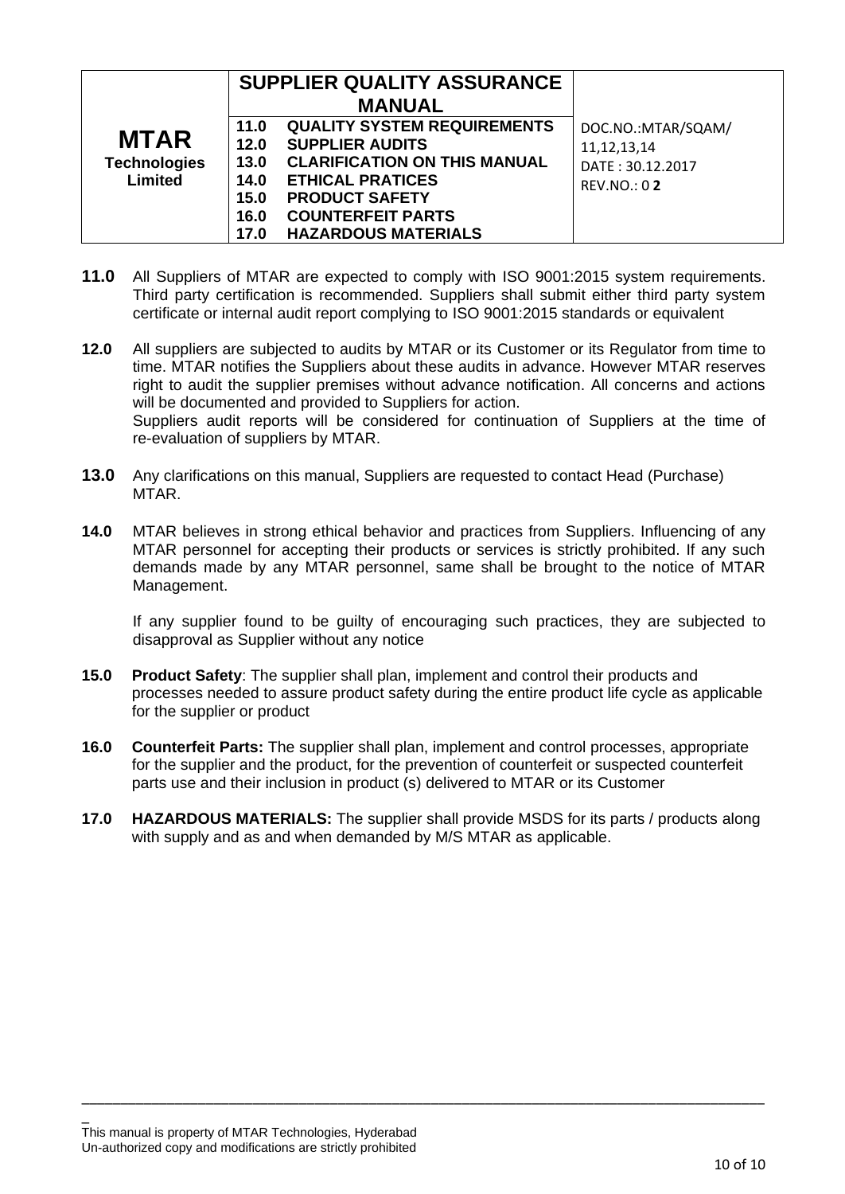| | | |
|---|---|---|
| **MTAR Technologies Limited** | **SUPPLIER QUALITY ASSURANCE MANUAL**<br>**11.0 QUALITY SYSTEM REQUIREMENTS**<br>**12.0 SUPPLIER AUDITS**<br>**13.0 CLARIFICATION ON THIS MANUAL**<br>**14.0 ETHICAL PRATICES**<br>**15.0 PRODUCT SAFETY**<br>**16.0 COUNTERFEIT PARTS**<br>**17.0 HAZARDOUS MATERIALS** | DOC.NO.:MTAR/SQAM/ 11,12,13,14<br>DATE : 30.12.2017<br>REV.NO.: 0 **2** |

**11.0** All Suppliers of MTAR are expected to comply with ISO 9001:2015 system requirements. Third party certification is recommended. Suppliers shall submit either third party system certificate or internal audit report complying to ISO 9001:2015 standards or equivalent

**12.0** All suppliers are subjected to audits by MTAR or its Customer or its Regulator from time to time. MTAR notifies the Suppliers about these audits in advance. However MTAR reserves right to audit the supplier premises without advance notification. All concerns and actions will be documented and provided to Suppliers for action.
Suppliers audit reports will be considered for continuation of Suppliers at the time of re-evaluation of suppliers by MTAR.

**13.0** Any clarifications on this manual, Suppliers are requested to contact Head (Purchase) MTAR.

**14.0** MTAR believes in strong ethical behavior and practices from Suppliers. Influencing of any MTAR personnel for accepting their products or services is strictly prohibited. If any such demands made by any MTAR personnel, same shall be brought to the notice of MTAR Management.

If any supplier found to be guilty of encouraging such practices, they are subjected to disapproval as Supplier without any notice

**15.0** **Product Safety**: The supplier shall plan, implement and control their products and processes needed to assure product safety during the entire product life cycle as applicable for the supplier or product

**16.0** **Counterfeit Parts:** The supplier shall plan, implement and control processes, appropriate for the supplier and the product, for the prevention of counterfeit or suspected counterfeit parts use and their inclusion in product (s) delivered to MTAR or its Customer

**17.0** **HAZARDOUS MATERIALS:** The supplier shall provide MSDS for its parts / products along with supply and as and when demanded by M/S MTAR as applicable.

This manual is property of MTAR Technologies, Hyderabad
Un-authorized copy and modifications are strictly prohibited